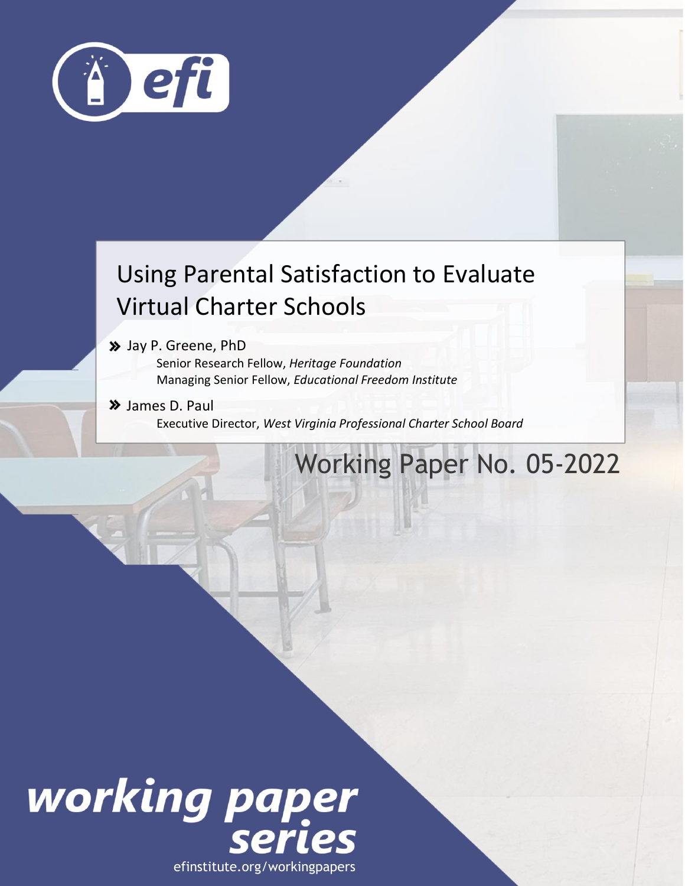efi

# Using Parental Satisfaction to Evaluate Virtual Charter Schools

» Jay P. Greene, PhD
Senior Research Fellow, *Heritage Foundation*
Managing Senior Fellow, *Educational Freedom Institute*

» James D. Paul
Executive Director, *West Virginia Professional Charter School Board*

Working Paper No. 05-2022

working paper series

efinstitute.org/workingpapers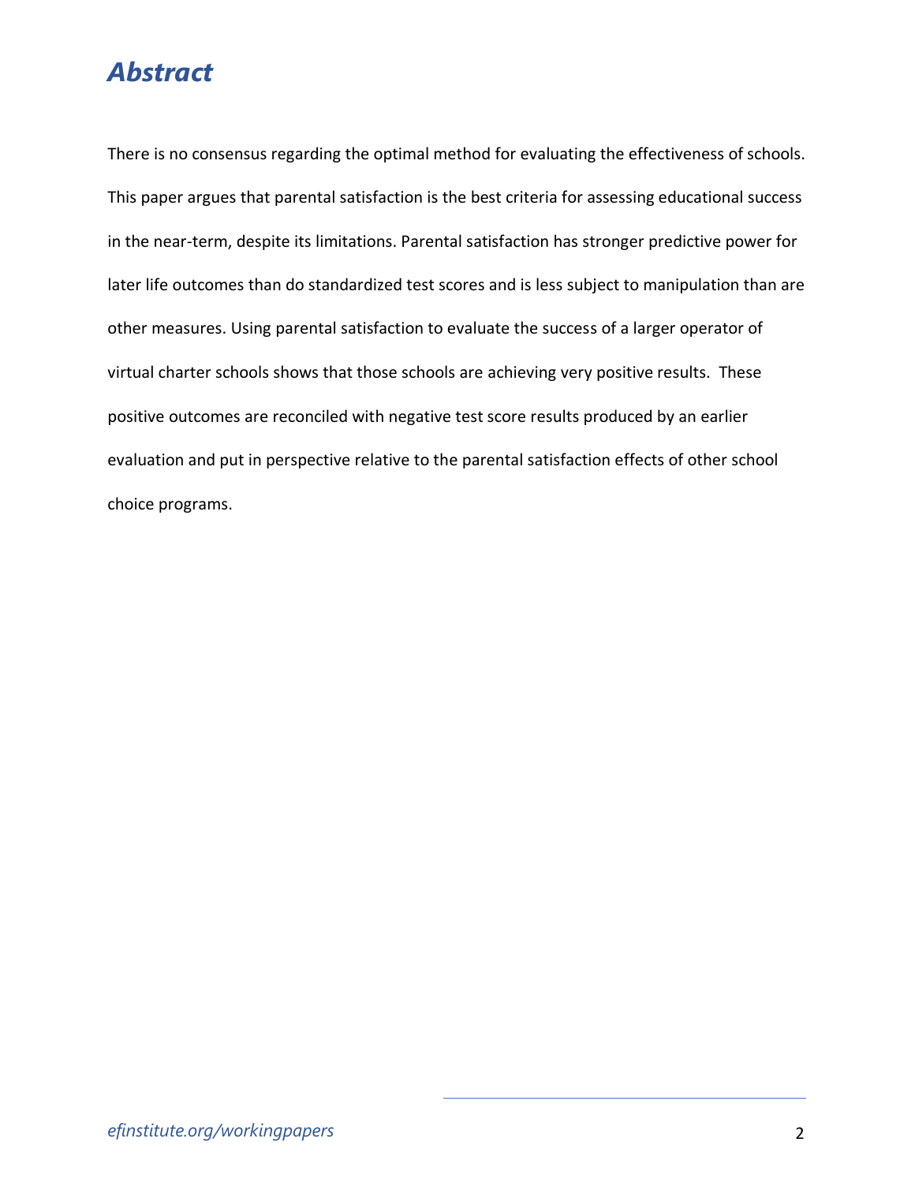# *Abstract*

There is no consensus regarding the optimal method for evaluating the effectiveness of schools. This paper argues that parental satisfaction is the best criteria for assessing educational success in the near-term, despite its limitations. Parental satisfaction has stronger predictive power for later life outcomes than do standardized test scores and is less subject to manipulation than are other measures. Using parental satisfaction to evaluate the success of a larger operator of virtual charter schools shows that those schools are achieving very positive results. These positive outcomes are reconciled with negative test score results produced by an earlier evaluation and put in perspective relative to the parental satisfaction effects of other school choice programs.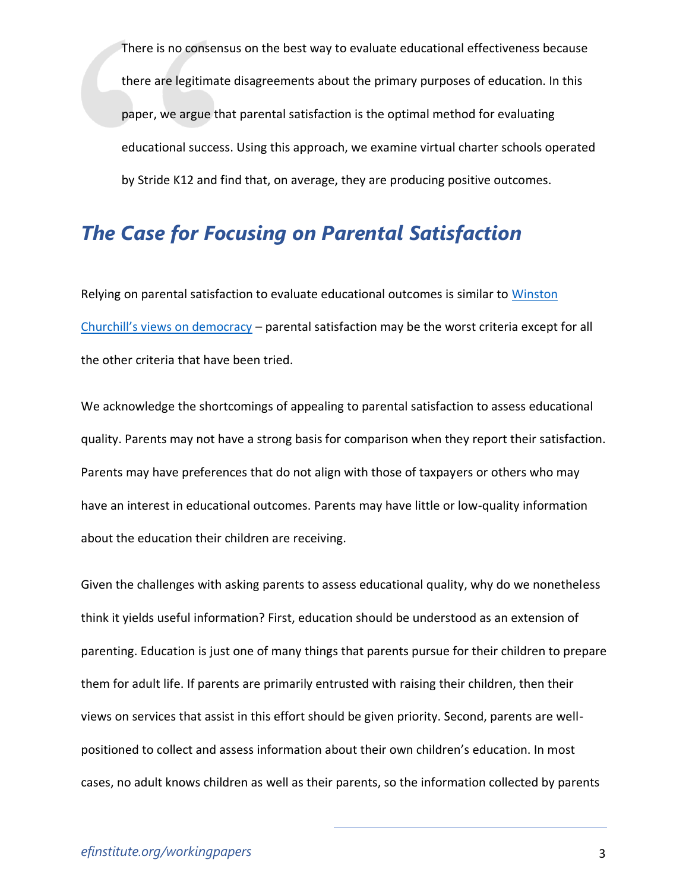There is no consensus on the best way to evaluate educational effectiveness because there are legitimate disagreements about the primary purposes of education. In this paper, we argue that parental satisfaction is the optimal method for evaluating educational success. Using this approach, we examine virtual charter schools operated by Stride K12 and find that, on average, they are producing positive outcomes.

## *The Case for Focusing on Parental Satisfaction*

Relying on parental satisfaction to evaluate educational outcomes is similar to [Winston Churchill's views on democracy]() – parental satisfaction may be the worst criteria except for all the other criteria that have been tried.

We acknowledge the shortcomings of appealing to parental satisfaction to assess educational quality. Parents may not have a strong basis for comparison when they report their satisfaction. Parents may have preferences that do not align with those of taxpayers or others who may have an interest in educational outcomes. Parents may have little or low-quality information about the education their children are receiving.

Given the challenges with asking parents to assess educational quality, why do we nonetheless think it yields useful information? First, education should be understood as an extension of parenting. Education is just one of many things that parents pursue for their children to prepare them for adult life. If parents are primarily entrusted with raising their children, then their views on services that assist in this effort should be given priority. Second, parents are well-positioned to collect and assess information about their own children's education. In most cases, no adult knows children as well as their parents, so the information collected by parents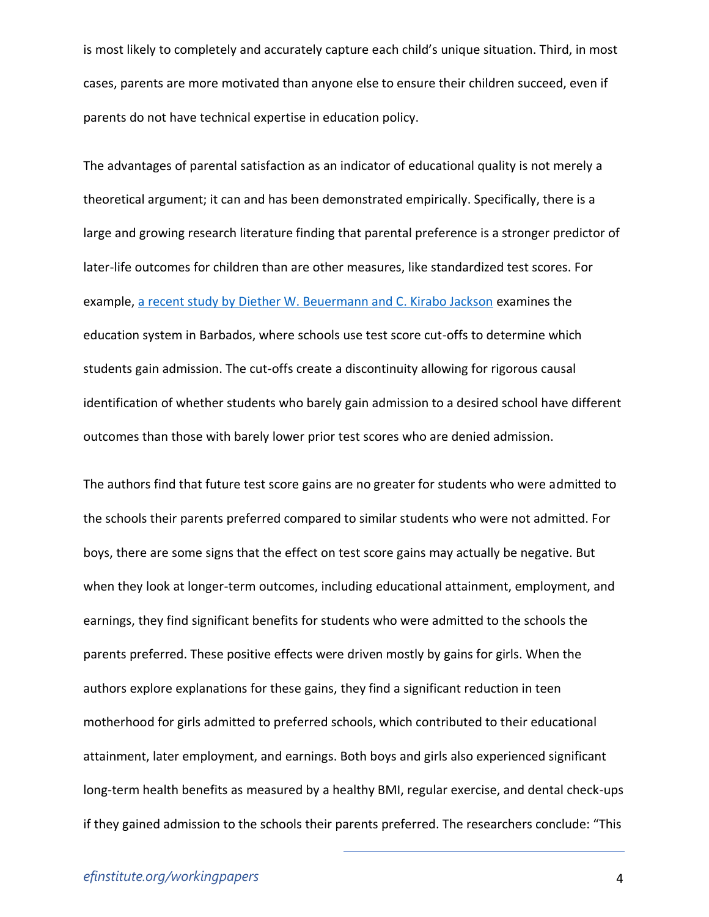is most likely to completely and accurately capture each child's unique situation. Third, in most cases, parents are more motivated than anyone else to ensure their children succeed, even if parents do not have technical expertise in education policy.

The advantages of parental satisfaction as an indicator of educational quality is not merely a theoretical argument; it can and has been demonstrated empirically. Specifically, there is a large and growing research literature finding that parental preference is a stronger predictor of later-life outcomes for children than are other measures, like standardized test scores. For example, [a recent study by Diether W. Beuermann and C. Kirabo Jackson] examines the education system in Barbados, where schools use test score cut-offs to determine which students gain admission. The cut-offs create a discontinuity allowing for rigorous causal identification of whether students who barely gain admission to a desired school have different outcomes than those with barely lower prior test scores who are denied admission.

The authors find that future test score gains are no greater for students who were admitted to the schools their parents preferred compared to similar students who were not admitted. For boys, there are some signs that the effect on test score gains may actually be negative. But when they look at longer-term outcomes, including educational attainment, employment, and earnings, they find significant benefits for students who were admitted to the schools the parents preferred. These positive effects were driven mostly by gains for girls. When the authors explore explanations for these gains, they find a significant reduction in teen motherhood for girls admitted to preferred schools, which contributed to their educational attainment, later employment, and earnings. Both boys and girls also experienced significant long-term health benefits as measured by a healthy BMI, regular exercise, and dental check-ups if they gained admission to the schools their parents preferred. The researchers conclude: "This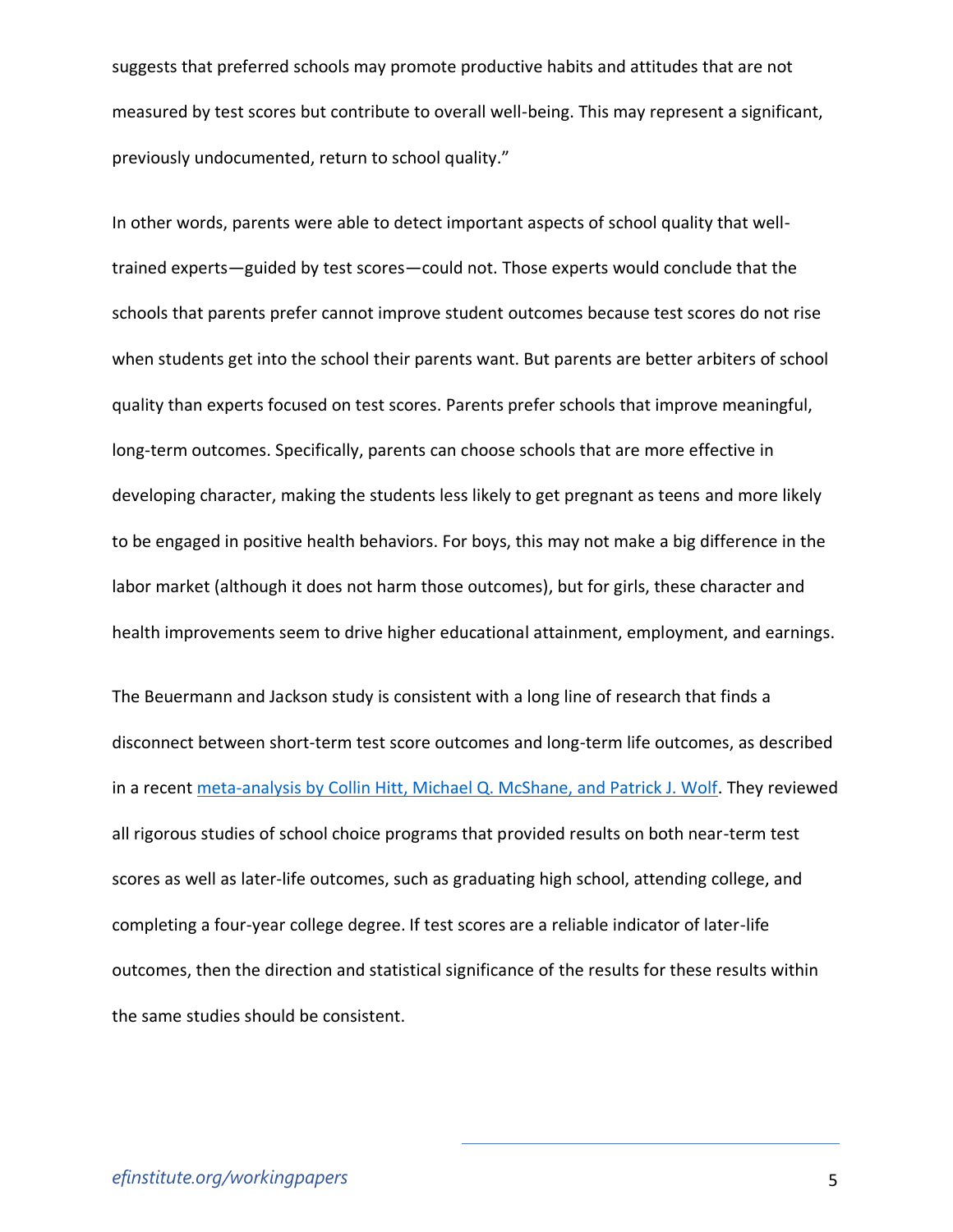suggests that preferred schools may promote productive habits and attitudes that are not measured by test scores but contribute to overall well-being. This may represent a significant, previously undocumented, return to school quality."

In other words, parents were able to detect important aspects of school quality that well-trained experts—guided by test scores—could not. Those experts would conclude that the schools that parents prefer cannot improve student outcomes because test scores do not rise when students get into the school their parents want. But parents are better arbiters of school quality than experts focused on test scores. Parents prefer schools that improve meaningful, long-term outcomes. Specifically, parents can choose schools that are more effective in developing character, making the students less likely to get pregnant as teens and more likely to be engaged in positive health behaviors. For boys, this may not make a big difference in the labor market (although it does not harm those outcomes), but for girls, these character and health improvements seem to drive higher educational attainment, employment, and earnings.

The Beuermann and Jackson study is consistent with a long line of research that finds a disconnect between short-term test score outcomes and long-term life outcomes, as described in a recent [meta-analysis by Collin Hitt, Michael Q. McShane, and Patrick J. Wolf](). They reviewed all rigorous studies of school choice programs that provided results on both near-term test scores as well as later-life outcomes, such as graduating high school, attending college, and completing a four-year college degree. If test scores are a reliable indicator of later-life outcomes, then the direction and statistical significance of the results for these results within the same studies should be consistent.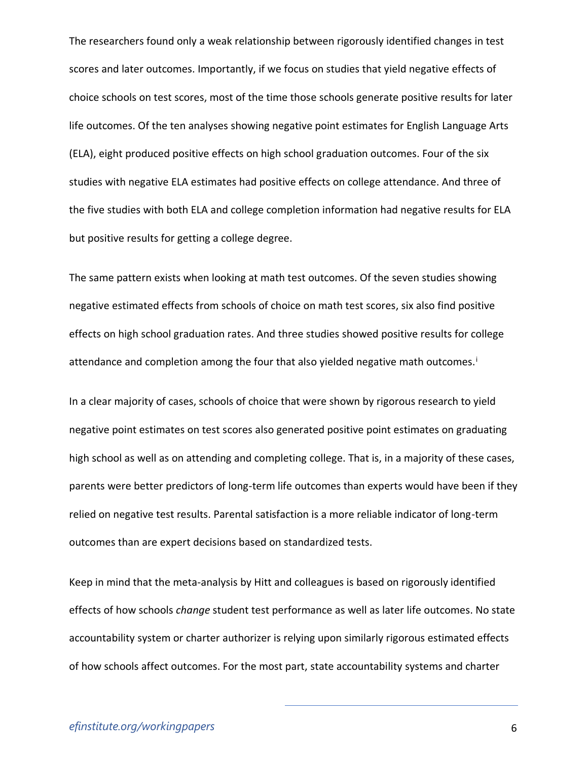The researchers found only a weak relationship between rigorously identified changes in test scores and later outcomes. Importantly, if we focus on studies that yield negative effects of choice schools on test scores, most of the time those schools generate positive results for later life outcomes. Of the ten analyses showing negative point estimates for English Language Arts (ELA), eight produced positive effects on high school graduation outcomes. Four of the six studies with negative ELA estimates had positive effects on college attendance. And three of the five studies with both ELA and college completion information had negative results for ELA but positive results for getting a college degree.

The same pattern exists when looking at math test outcomes. Of the seven studies showing negative estimated effects from schools of choice on math test scores, six also find positive effects on high school graduation rates. And three studies showed positive results for college attendance and completion among the four that also yielded negative math outcomes.[i]

In a clear majority of cases, schools of choice that were shown by rigorous research to yield negative point estimates on test scores also generated positive point estimates on graduating high school as well as on attending and completing college. That is, in a majority of these cases, parents were better predictors of long-term life outcomes than experts would have been if they relied on negative test results. Parental satisfaction is a more reliable indicator of long-term outcomes than are expert decisions based on standardized tests.

Keep in mind that the meta-analysis by Hitt and colleagues is based on rigorously identified effects of how schools *change* student test performance as well as later life outcomes. No state accountability system or charter authorizer is relying upon similarly rigorous estimated effects of how schools affect outcomes. For the most part, state accountability systems and charter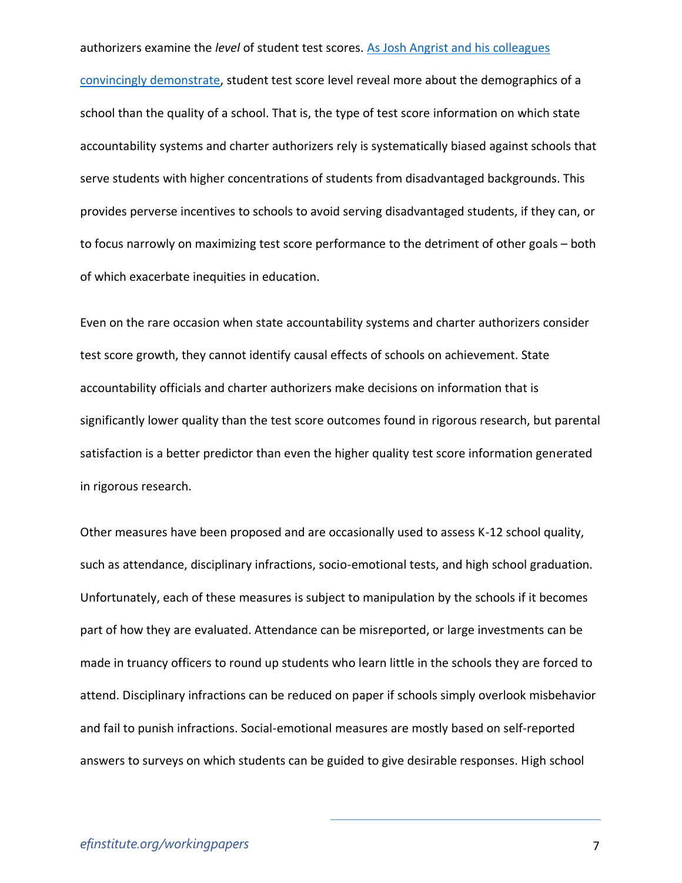authorizers examine the *level* of student test scores. As Josh Angrist and his colleagues convincingly demonstrate, student test score level reveal more about the demographics of a school than the quality of a school. That is, the type of test score information on which state accountability systems and charter authorizers rely is systematically biased against schools that serve students with higher concentrations of students from disadvantaged backgrounds. This provides perverse incentives to schools to avoid serving disadvantaged students, if they can, or to focus narrowly on maximizing test score performance to the detriment of other goals – both of which exacerbate inequities in education.

Even on the rare occasion when state accountability systems and charter authorizers consider test score growth, they cannot identify causal effects of schools on achievement. State accountability officials and charter authorizers make decisions on information that is significantly lower quality than the test score outcomes found in rigorous research, but parental satisfaction is a better predictor than even the higher quality test score information generated in rigorous research.

Other measures have been proposed and are occasionally used to assess K-12 school quality, such as attendance, disciplinary infractions, socio-emotional tests, and high school graduation. Unfortunately, each of these measures is subject to manipulation by the schools if it becomes part of how they are evaluated. Attendance can be misreported, or large investments can be made in truancy officers to round up students who learn little in the schools they are forced to attend. Disciplinary infractions can be reduced on paper if schools simply overlook misbehavior and fail to punish infractions. Social-emotional measures are mostly based on self-reported answers to surveys on which students can be guided to give desirable responses. High school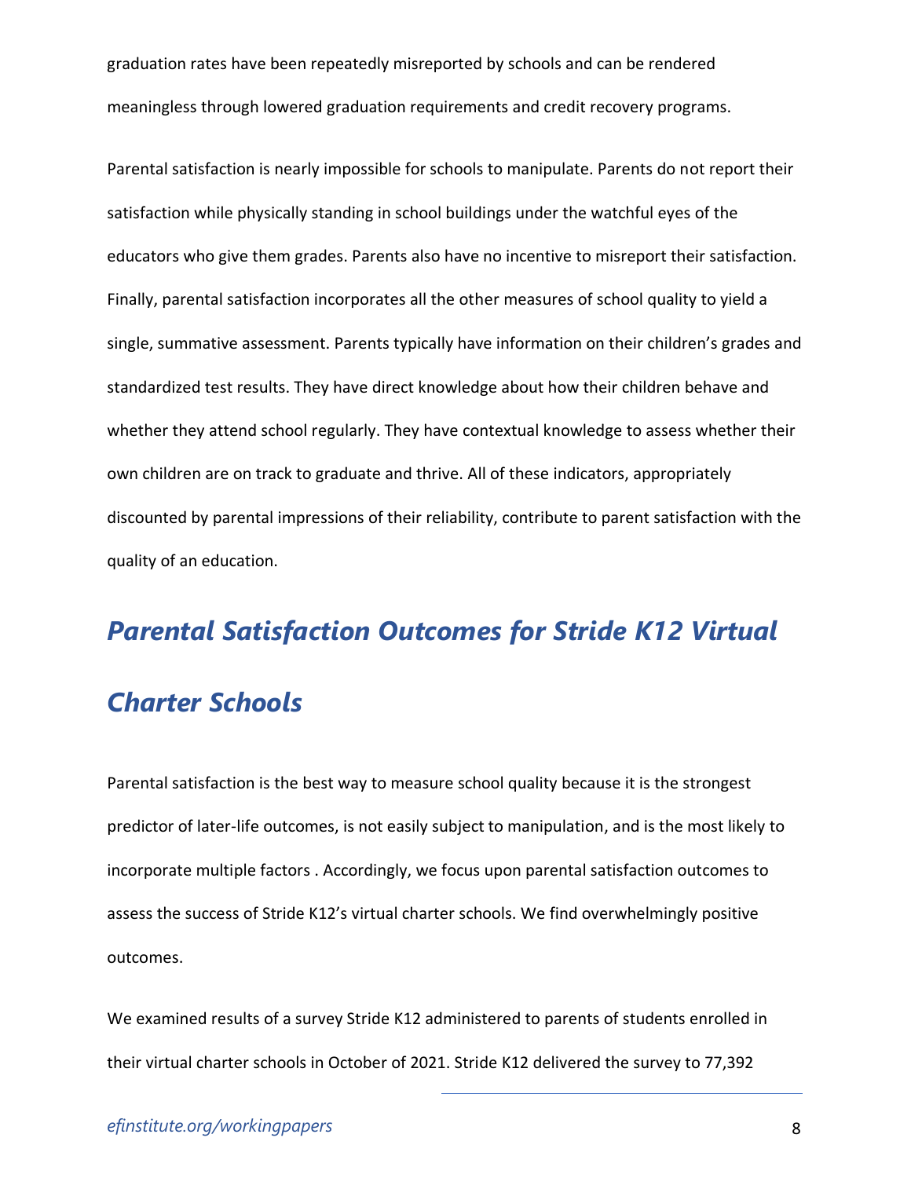graduation rates have been repeatedly misreported by schools and can be rendered meaningless through lowered graduation requirements and credit recovery programs.

Parental satisfaction is nearly impossible for schools to manipulate. Parents do not report their satisfaction while physically standing in school buildings under the watchful eyes of the educators who give them grades. Parents also have no incentive to misreport their satisfaction. Finally, parental satisfaction incorporates all the other measures of school quality to yield a single, summative assessment. Parents typically have information on their children's grades and standardized test results. They have direct knowledge about how their children behave and whether they attend school regularly. They have contextual knowledge to assess whether their own children are on track to graduate and thrive. All of these indicators, appropriately discounted by parental impressions of their reliability, contribute to parent satisfaction with the quality of an education.

## *Parental Satisfaction Outcomes for Stride K12 Virtual Charter Schools*

Parental satisfaction is the best way to measure school quality because it is the strongest predictor of later-life outcomes, is not easily subject to manipulation, and is the most likely to incorporate multiple factors . Accordingly, we focus upon parental satisfaction outcomes to assess the success of Stride K12's virtual charter schools. We find overwhelmingly positive outcomes.

We examined results of a survey Stride K12 administered to parents of students enrolled in their virtual charter schools in October of 2021. Stride K12 delivered the survey to 77,392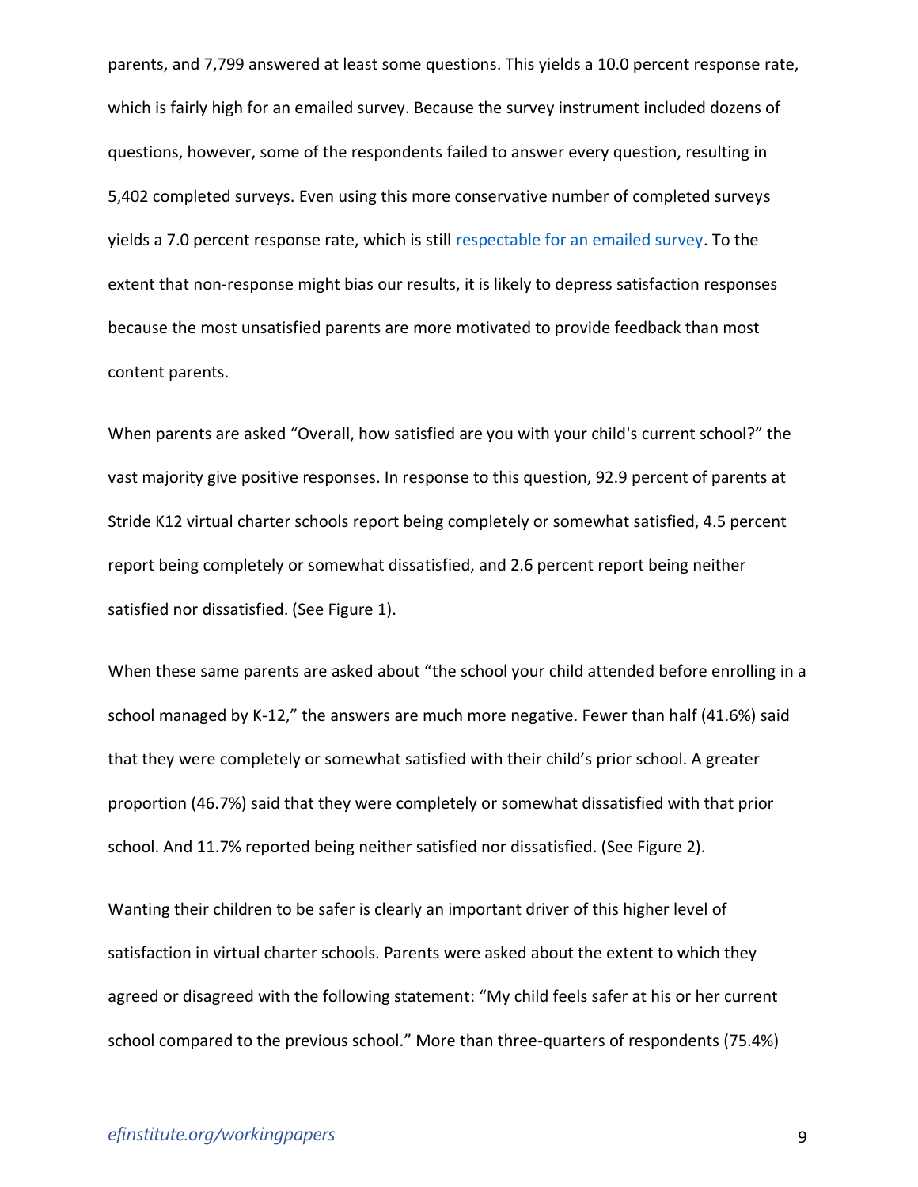parents, and 7,799 answered at least some questions. This yields a 10.0 percent response rate, which is fairly high for an emailed survey. Because the survey instrument included dozens of questions, however, some of the respondents failed to answer every question, resulting in 5,402 completed surveys. Even using this more conservative number of completed surveys yields a 7.0 percent response rate, which is still respectable for an emailed survey. To the extent that non-response might bias our results, it is likely to depress satisfaction responses because the most unsatisfied parents are more motivated to provide feedback than most content parents.

When parents are asked "Overall, how satisfied are you with your child's current school?" the vast majority give positive responses. In response to this question, 92.9 percent of parents at Stride K12 virtual charter schools report being completely or somewhat satisfied, 4.5 percent report being completely or somewhat dissatisfied, and 2.6 percent report being neither satisfied nor dissatisfied. (See Figure 1).

When these same parents are asked about "the school your child attended before enrolling in a school managed by K-12," the answers are much more negative. Fewer than half (41.6%) said that they were completely or somewhat satisfied with their child's prior school. A greater proportion (46.7%) said that they were completely or somewhat dissatisfied with that prior school. And 11.7% reported being neither satisfied nor dissatisfied. (See Figure 2).

Wanting their children to be safer is clearly an important driver of this higher level of satisfaction in virtual charter schools. Parents were asked about the extent to which they agreed or disagreed with the following statement: "My child feels safer at his or her current school compared to the previous school." More than three-quarters of respondents (75.4%)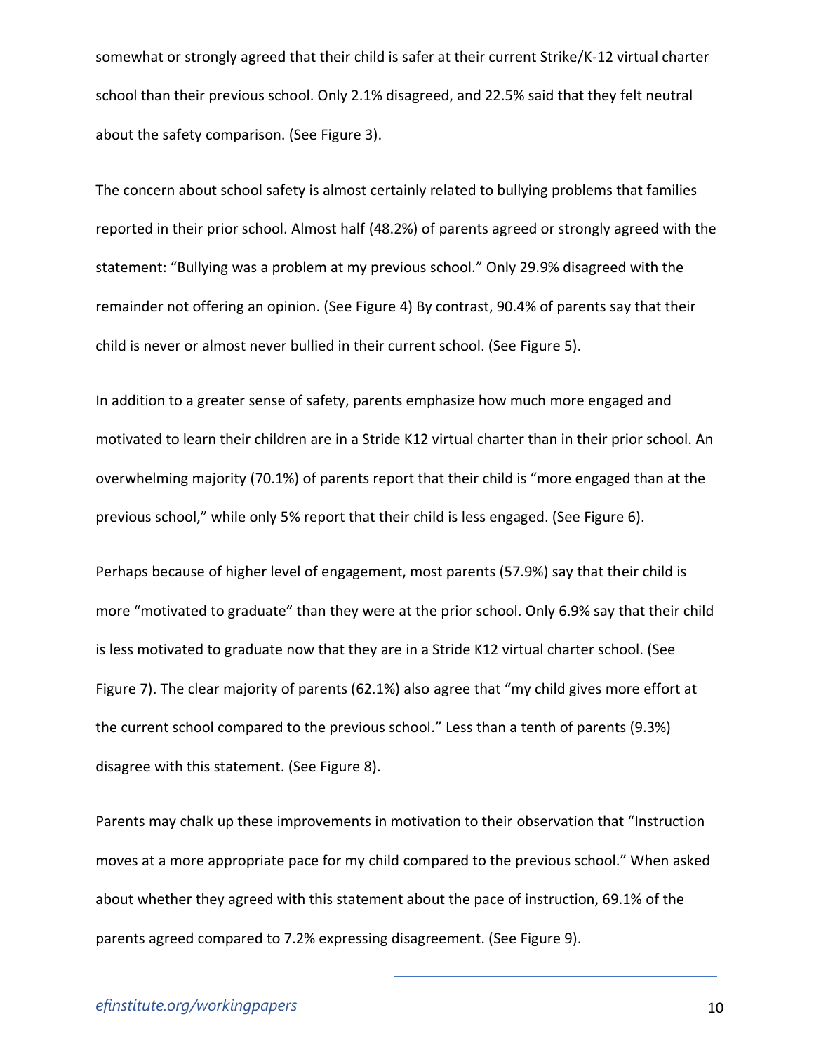somewhat or strongly agreed that their child is safer at their current Strike/K-12 virtual charter school than their previous school. Only 2.1% disagreed, and 22.5% said that they felt neutral about the safety comparison. (See Figure 3).

The concern about school safety is almost certainly related to bullying problems that families reported in their prior school. Almost half (48.2%) of parents agreed or strongly agreed with the statement: "Bullying was a problem at my previous school." Only 29.9% disagreed with the remainder not offering an opinion. (See Figure 4) By contrast, 90.4% of parents say that their child is never or almost never bullied in their current school. (See Figure 5).

In addition to a greater sense of safety, parents emphasize how much more engaged and motivated to learn their children are in a Stride K12 virtual charter than in their prior school. An overwhelming majority (70.1%) of parents report that their child is "more engaged than at the previous school," while only 5% report that their child is less engaged. (See Figure 6).

Perhaps because of higher level of engagement, most parents (57.9%) say that their child is more "motivated to graduate" than they were at the prior school. Only 6.9% say that their child is less motivated to graduate now that they are in a Stride K12 virtual charter school. (See Figure 7). The clear majority of parents (62.1%) also agree that "my child gives more effort at the current school compared to the previous school." Less than a tenth of parents (9.3%) disagree with this statement. (See Figure 8).

Parents may chalk up these improvements in motivation to their observation that "Instruction moves at a more appropriate pace for my child compared to the previous school." When asked about whether they agreed with this statement about the pace of instruction, 69.1% of the parents agreed compared to 7.2% expressing disagreement. (See Figure 9).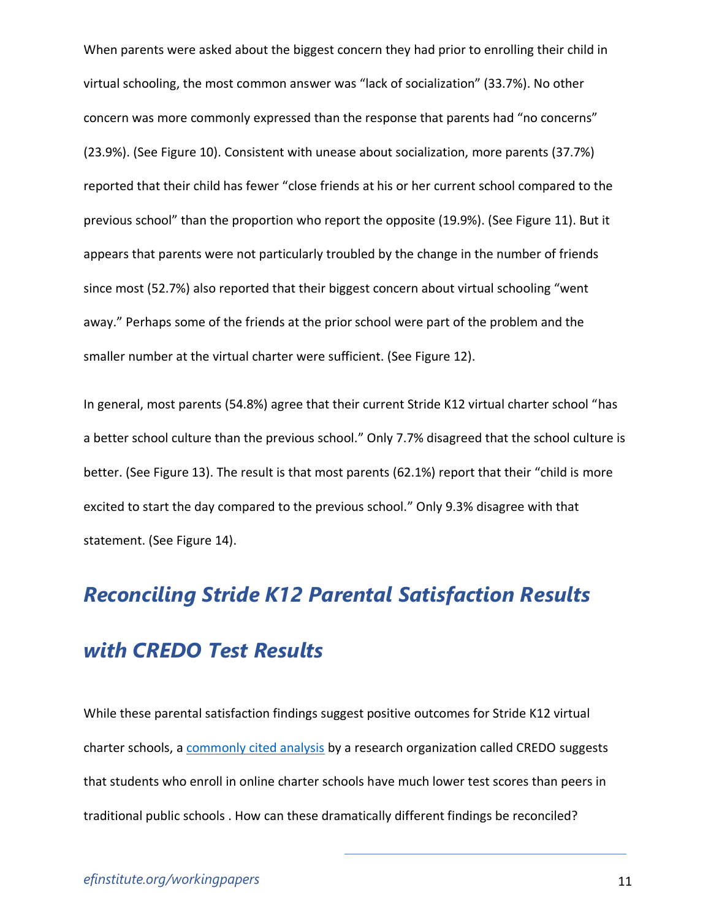When parents were asked about the biggest concern they had prior to enrolling their child in virtual schooling, the most common answer was “lack of socialization” (33.7%). No other concern was more commonly expressed than the response that parents had “no concerns” (23.9%). (See Figure 10). Consistent with unease about socialization, more parents (37.7%) reported that their child has fewer “close friends at his or her current school compared to the previous school” than the proportion who report the opposite (19.9%). (See Figure 11). But it appears that parents were not particularly troubled by the change in the number of friends since most (52.7%) also reported that their biggest concern about virtual schooling “went away.” Perhaps some of the friends at the prior school were part of the problem and the smaller number at the virtual charter were sufficient. (See Figure 12).

In general, most parents (54.8%) agree that their current Stride K12 virtual charter school “has a better school culture than the previous school.” Only 7.7% disagreed that the school culture is better. (See Figure 13). The result is that most parents (62.1%) report that their “child is more excited to start the day compared to the previous school.” Only 9.3% disagree with that statement. (See Figure 14).

## *Reconciling Stride K12 Parental Satisfaction Results with CREDO Test Results*

While these parental satisfaction findings suggest positive outcomes for Stride K12 virtual charter schools, a commonly cited analysis by a research organization called CREDO suggests that students who enroll in online charter schools have much lower test scores than peers in traditional public schools . How can these dramatically different findings be reconciled?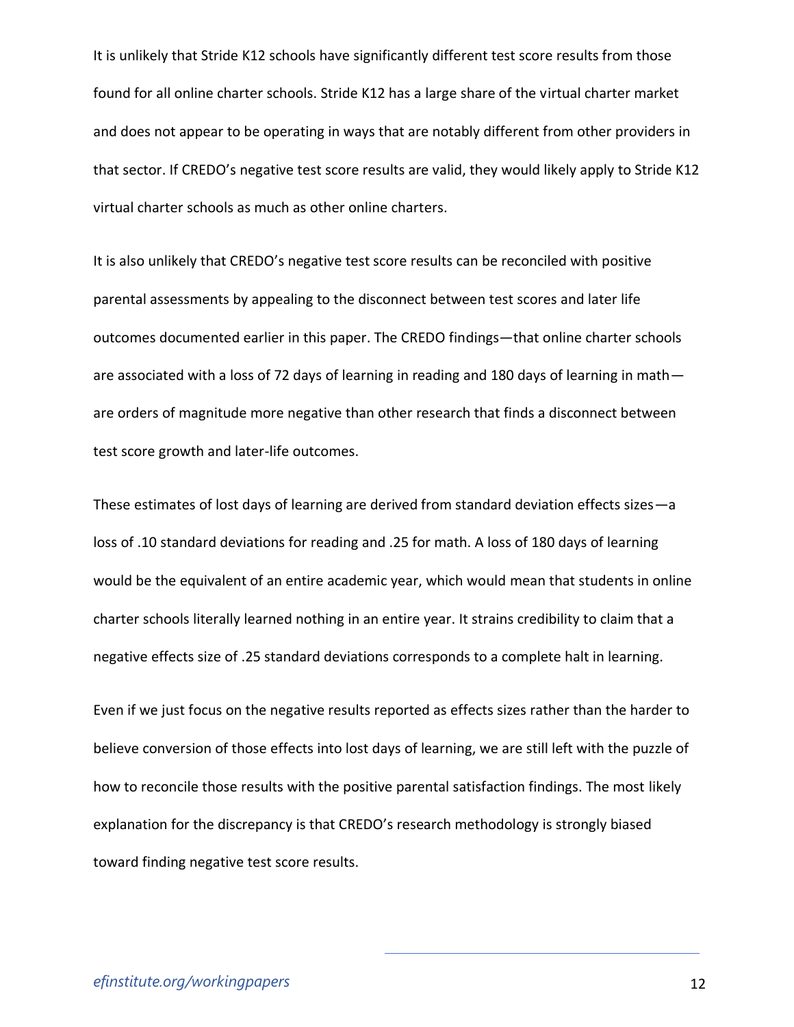It is unlikely that Stride K12 schools have significantly different test score results from those found for all online charter schools. Stride K12 has a large share of the virtual charter market and does not appear to be operating in ways that are notably different from other providers in that sector. If CREDO's negative test score results are valid, they would likely apply to Stride K12 virtual charter schools as much as other online charters.

It is also unlikely that CREDO's negative test score results can be reconciled with positive parental assessments by appealing to the disconnect between test scores and later life outcomes documented earlier in this paper. The CREDO findings—that online charter schools are associated with a loss of 72 days of learning in reading and 180 days of learning in math—are orders of magnitude more negative than other research that finds a disconnect between test score growth and later-life outcomes.

These estimates of lost days of learning are derived from standard deviation effects sizes—a loss of .10 standard deviations for reading and .25 for math. A loss of 180 days of learning would be the equivalent of an entire academic year, which would mean that students in online charter schools literally learned nothing in an entire year. It strains credibility to claim that a negative effects size of .25 standard deviations corresponds to a complete halt in learning.

Even if we just focus on the negative results reported as effects sizes rather than the harder to believe conversion of those effects into lost days of learning, we are still left with the puzzle of how to reconcile those results with the positive parental satisfaction findings. The most likely explanation for the discrepancy is that CREDO's research methodology is strongly biased toward finding negative test score results.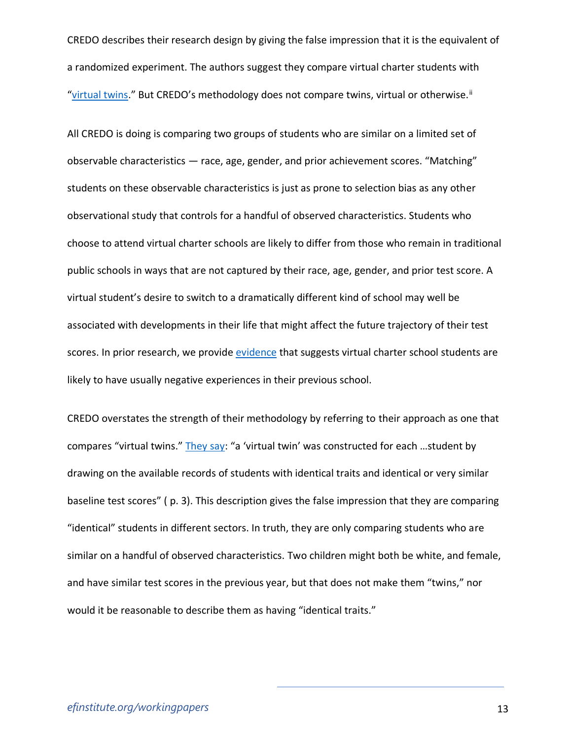CREDO describes their research design by giving the false impression that it is the equivalent of a randomized experiment. The authors suggest they compare virtual charter students with "virtual twins." But CREDO's methodology does not compare twins, virtual or otherwise.[ii]

All CREDO is doing is comparing two groups of students who are similar on a limited set of observable characteristics — race, age, gender, and prior achievement scores. "Matching" students on these observable characteristics is just as prone to selection bias as any other observational study that controls for a handful of observed characteristics. Students who choose to attend virtual charter schools are likely to differ from those who remain in traditional public schools in ways that are not captured by their race, age, gender, and prior test score. A virtual student's desire to switch to a dramatically different kind of school may well be associated with developments in their life that might affect the future trajectory of their test scores. In prior research, we provide evidence that suggests virtual charter school students are likely to have usually negative experiences in their previous school.

CREDO overstates the strength of their methodology by referring to their approach as one that compares "virtual twins." They say: "a 'virtual twin' was constructed for each …student by drawing on the available records of students with identical traits and identical or very similar baseline test scores" ( p. 3). This description gives the false impression that they are comparing "identical" students in different sectors. In truth, they are only comparing students who are similar on a handful of observed characteristics. Two children might both be white, and female, and have similar test scores in the previous year, but that does not make them "twins," nor would it be reasonable to describe them as having "identical traits."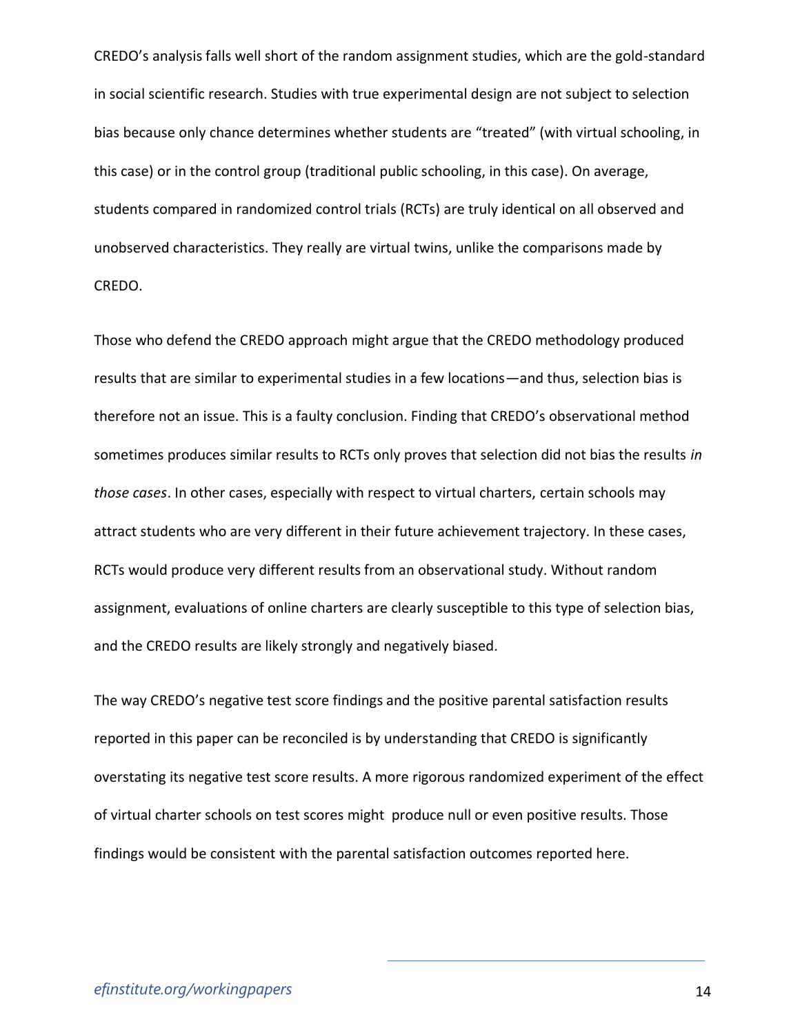CREDO's analysis falls well short of the random assignment studies, which are the gold-standard in social scientific research. Studies with true experimental design are not subject to selection bias because only chance determines whether students are "treated" (with virtual schooling, in this case) or in the control group (traditional public schooling, in this case). On average, students compared in randomized control trials (RCTs) are truly identical on all observed and unobserved characteristics. They really are virtual twins, unlike the comparisons made by CREDO.

Those who defend the CREDO approach might argue that the CREDO methodology produced results that are similar to experimental studies in a few locations—and thus, selection bias is therefore not an issue. This is a faulty conclusion. Finding that CREDO's observational method sometimes produces similar results to RCTs only proves that selection did not bias the results *in those cases*. In other cases, especially with respect to virtual charters, certain schools may attract students who are very different in their future achievement trajectory. In these cases, RCTs would produce very different results from an observational study. Without random assignment, evaluations of online charters are clearly susceptible to this type of selection bias, and the CREDO results are likely strongly and negatively biased.

The way CREDO's negative test score findings and the positive parental satisfaction results reported in this paper can be reconciled is by understanding that CREDO is significantly overstating its negative test score results. A more rigorous randomized experiment of the effect of virtual charter schools on test scores might produce null or even positive results. Those findings would be consistent with the parental satisfaction outcomes reported here.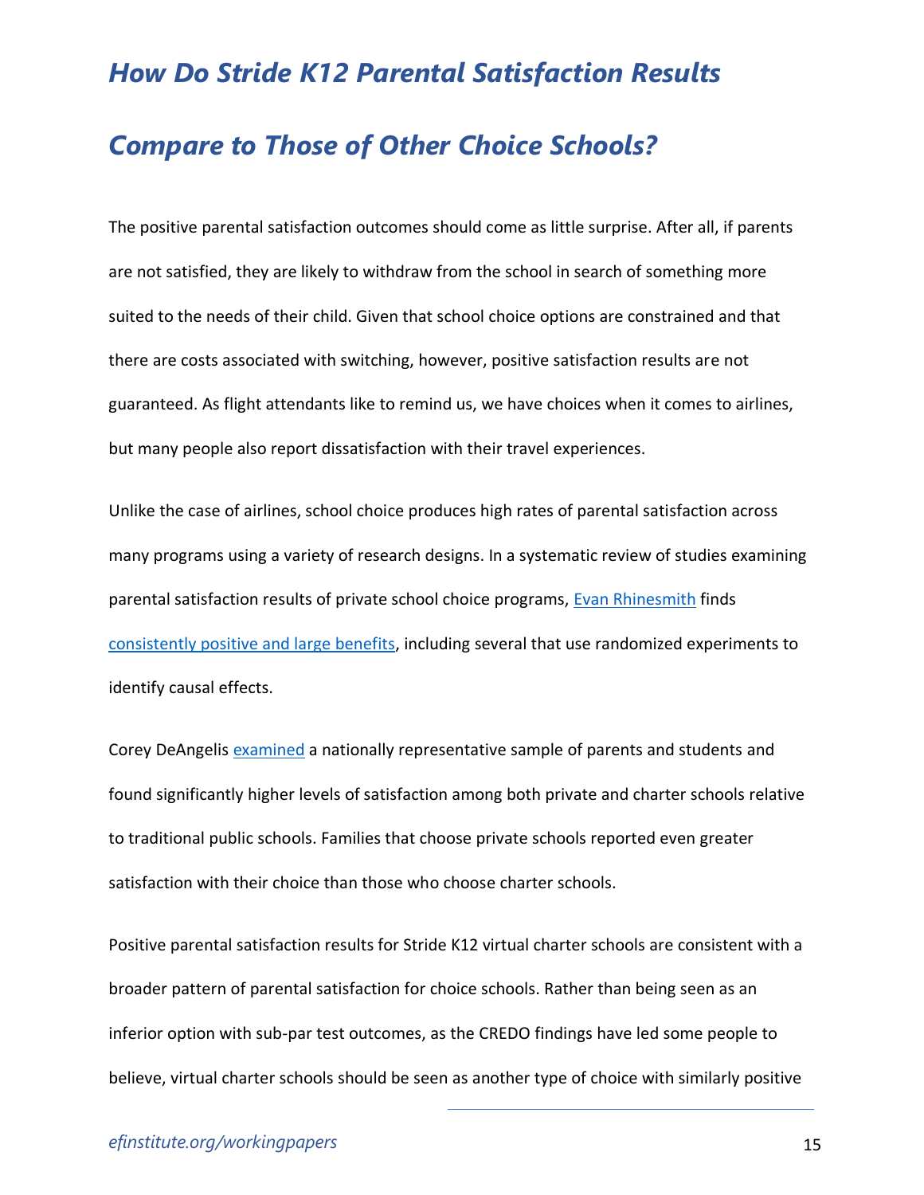## *How Do Stride K12 Parental Satisfaction Results Compare to Those of Other Choice Schools?*

The positive parental satisfaction outcomes should come as little surprise. After all, if parents are not satisfied, they are likely to withdraw from the school in search of something more suited to the needs of their child. Given that school choice options are constrained and that there are costs associated with switching, however, positive satisfaction results are not guaranteed. As flight attendants like to remind us, we have choices when it comes to airlines, but many people also report dissatisfaction with their travel experiences.

Unlike the case of airlines, school choice produces high rates of parental satisfaction across many programs using a variety of research designs. In a systematic review of studies examining parental satisfaction results of private school choice programs, Evan Rhinesmith finds consistently positive and large benefits, including several that use randomized experiments to identify causal effects.

Corey DeAngelis examined a nationally representative sample of parents and students and found significantly higher levels of satisfaction among both private and charter schools relative to traditional public schools. Families that choose private schools reported even greater satisfaction with their choice than those who choose charter schools.

Positive parental satisfaction results for Stride K12 virtual charter schools are consistent with a broader pattern of parental satisfaction for choice schools. Rather than being seen as an inferior option with sub-par test outcomes, as the CREDO findings have led some people to believe, virtual charter schools should be seen as another type of choice with similarly positive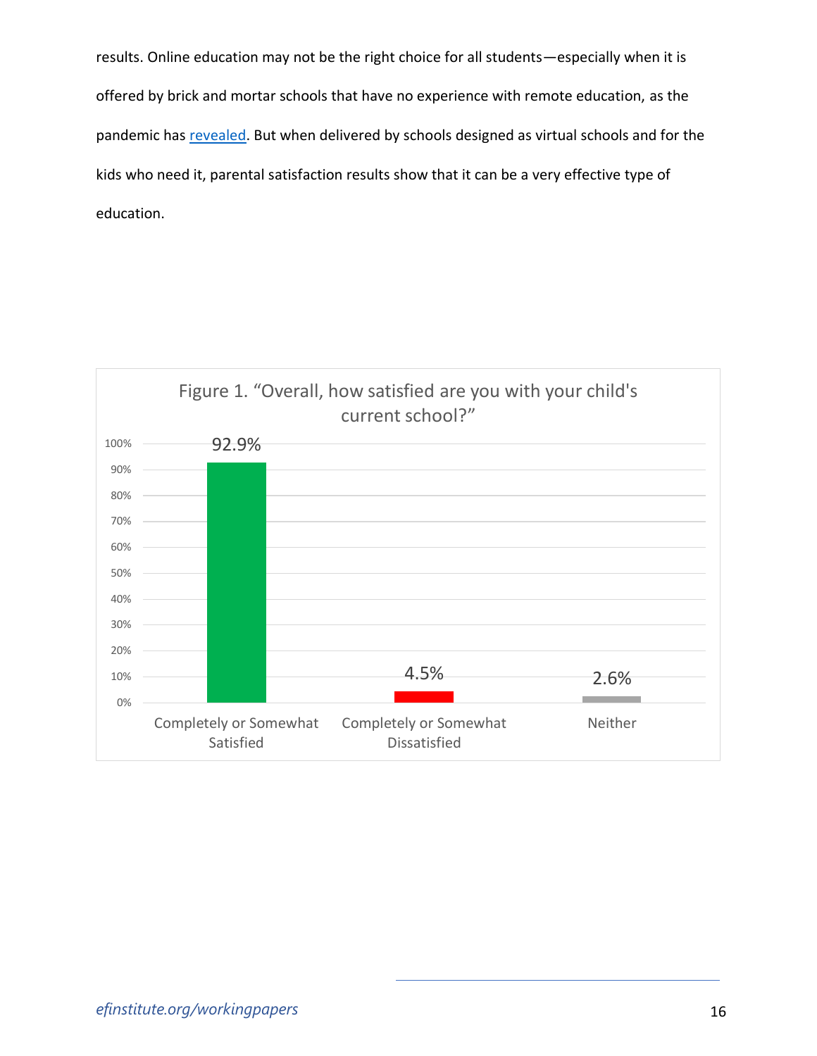results. Online education may not be the right choice for all students—especially when it is offered by brick and mortar schools that have no experience with remote education, as the pandemic has [revealed](). But when delivered by schools designed as virtual schools and for the kids who need it, parental satisfaction results show that it can be a very effective type of education.

Figure 1. "Overall, how satisfied are you with your child's current school?"

| Response | Percent |
|---|---|
| Completely or Somewhat Satisfied | 92.9% |
| Completely or Somewhat Dissatisfied | 4.5% |
| Neither | 2.6% |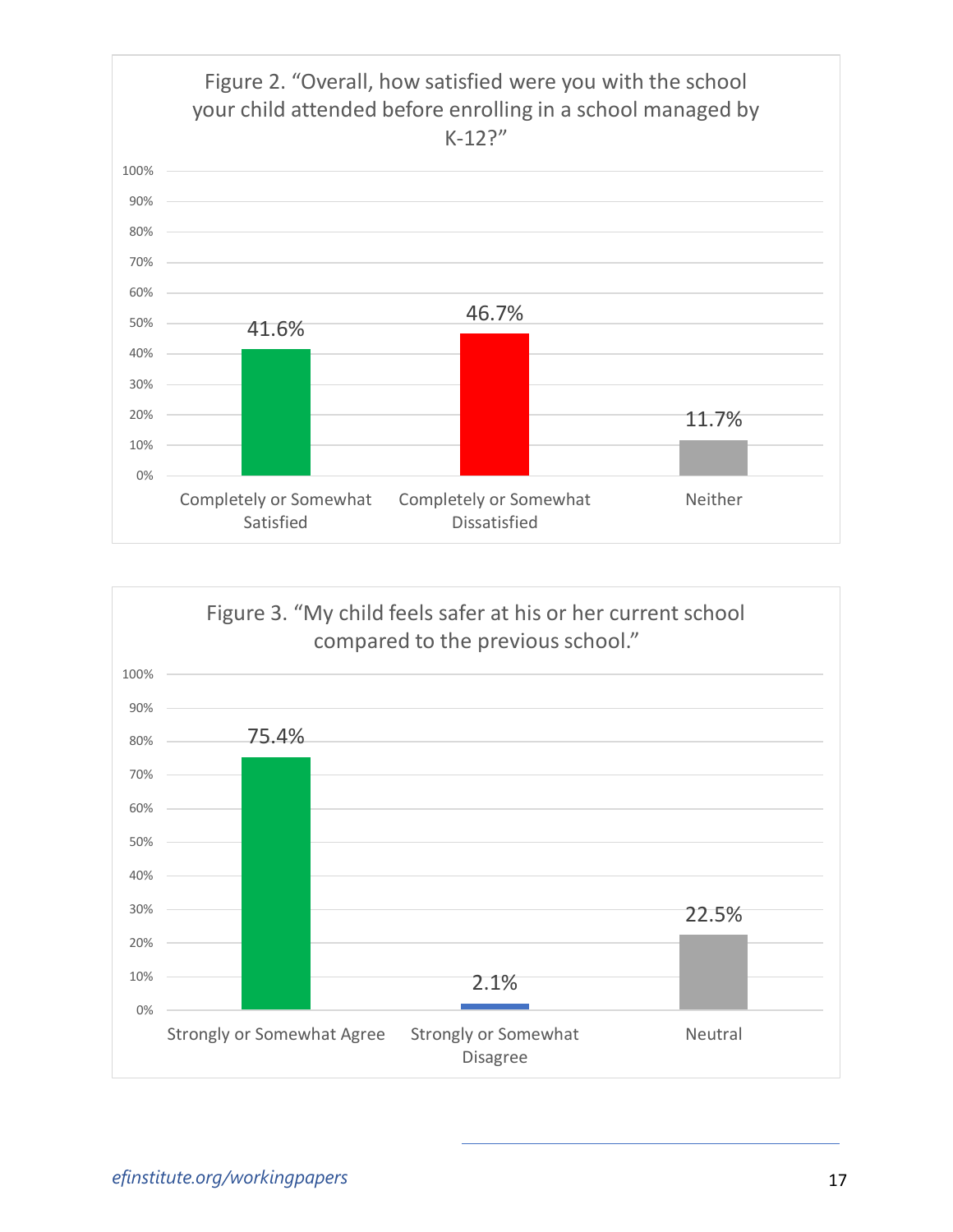Figure 2. "Overall, how satisfied were you with the school your child attended before enrolling in a school managed by K-12?"

| Response | Percent |
|---|---|
| Completely or Somewhat Satisfied | 41.6% |
| Completely or Somewhat Dissatisfied | 46.7% |
| Neither | 11.7% |

Figure 3. "My child feels safer at his or her current school compared to the previous school."

| Response | Percent |
|---|---|
| Strongly or Somewhat Agree | 75.4% |
| Strongly or Somewhat Disagree | 2.1% |
| Neutral | 22.5% |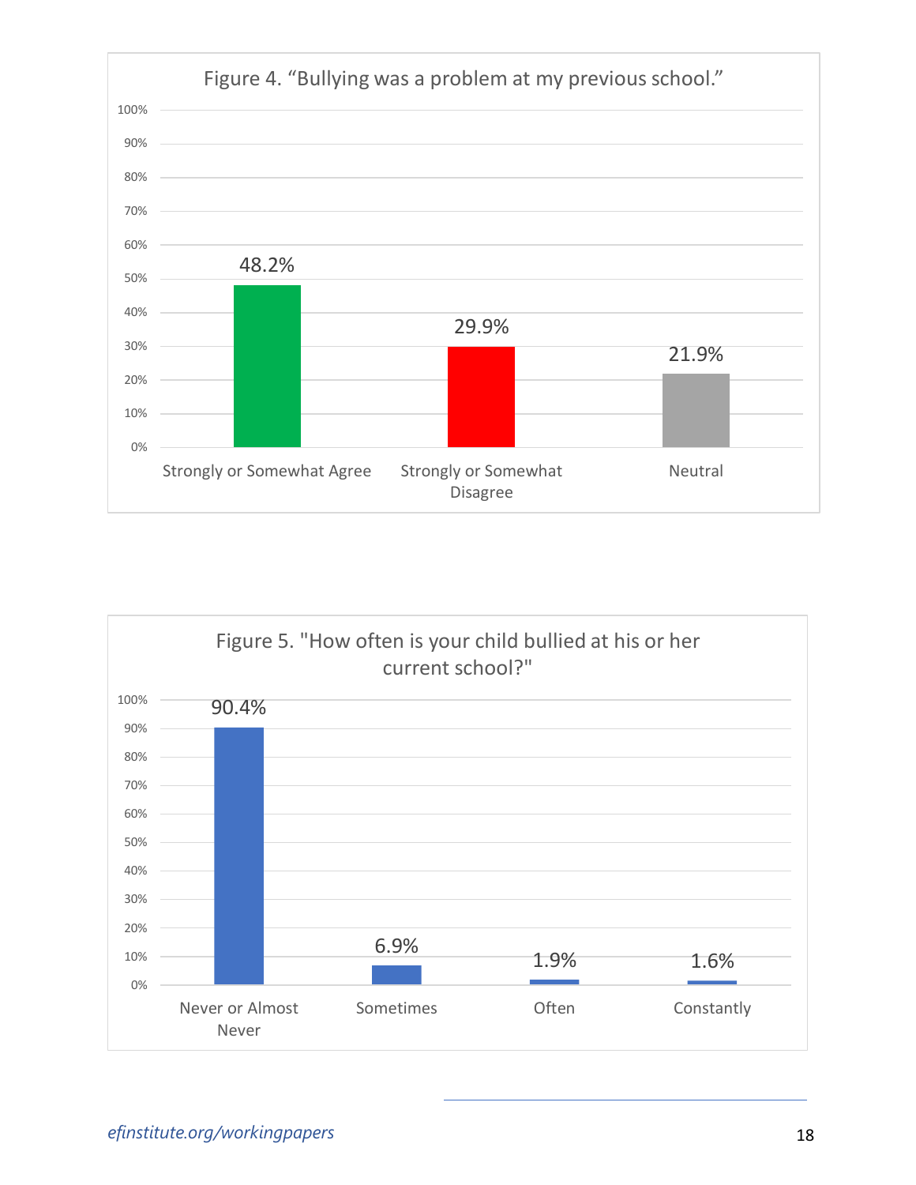Figure 4. "Bullying was a problem at my previous school."

| Response | Percentage |
|---|---|
| Strongly or Somewhat Agree | 48.2% |
| Strongly or Somewhat Disagree | 29.9% |
| Neutral | 21.9% |

Figure 5. "How often is your child bullied at his or her current school?"

| Response | Percentage |
|---|---|
| Never or Almost Never | 90.4% |
| Sometimes | 6.9% |
| Often | 1.9% |
| Constantly | 1.6% |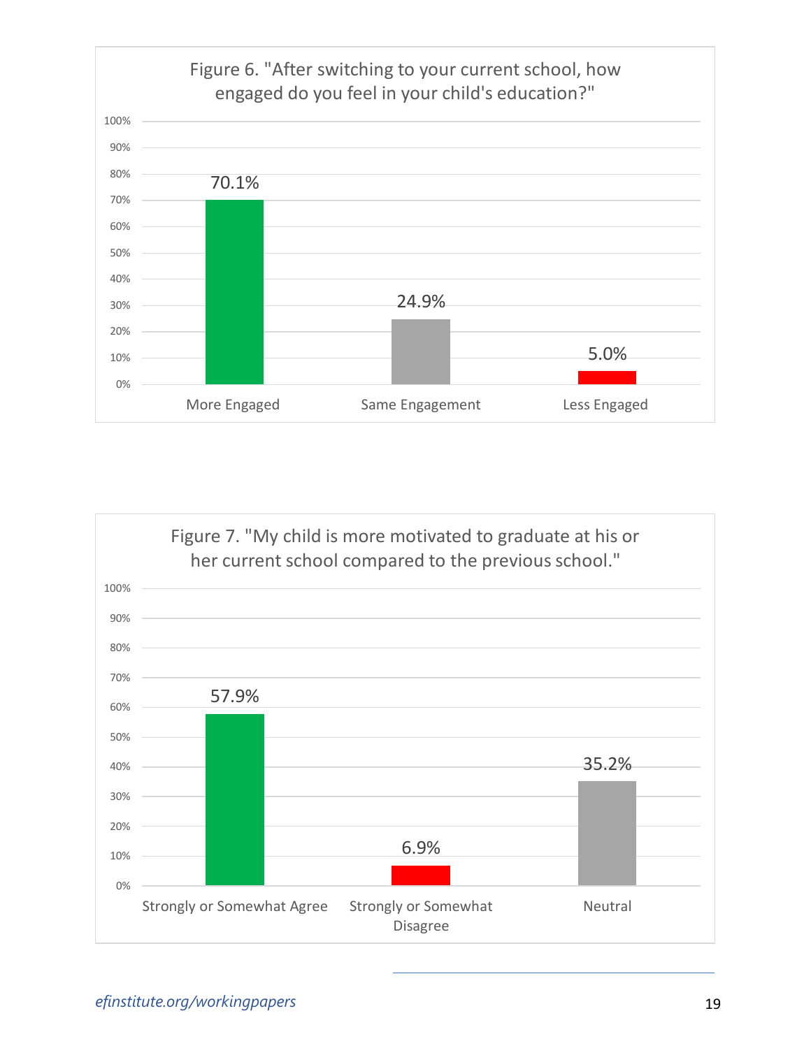Figure 6. "After switching to your current school, how engaged do you feel in your child's education?"

| Response | Percent |
|---|---|
| More Engaged | 70.1% |
| Same Engagement | 24.9% |
| Less Engaged | 5.0% |

Figure 7. "My child is more motivated to graduate at his or her current school compared to the previous school."

| Response | Percent |
|---|---|
| Strongly or Somewhat Agree | 57.9% |
| Strongly or Somewhat Disagree | 6.9% |
| Neutral | 35.2% |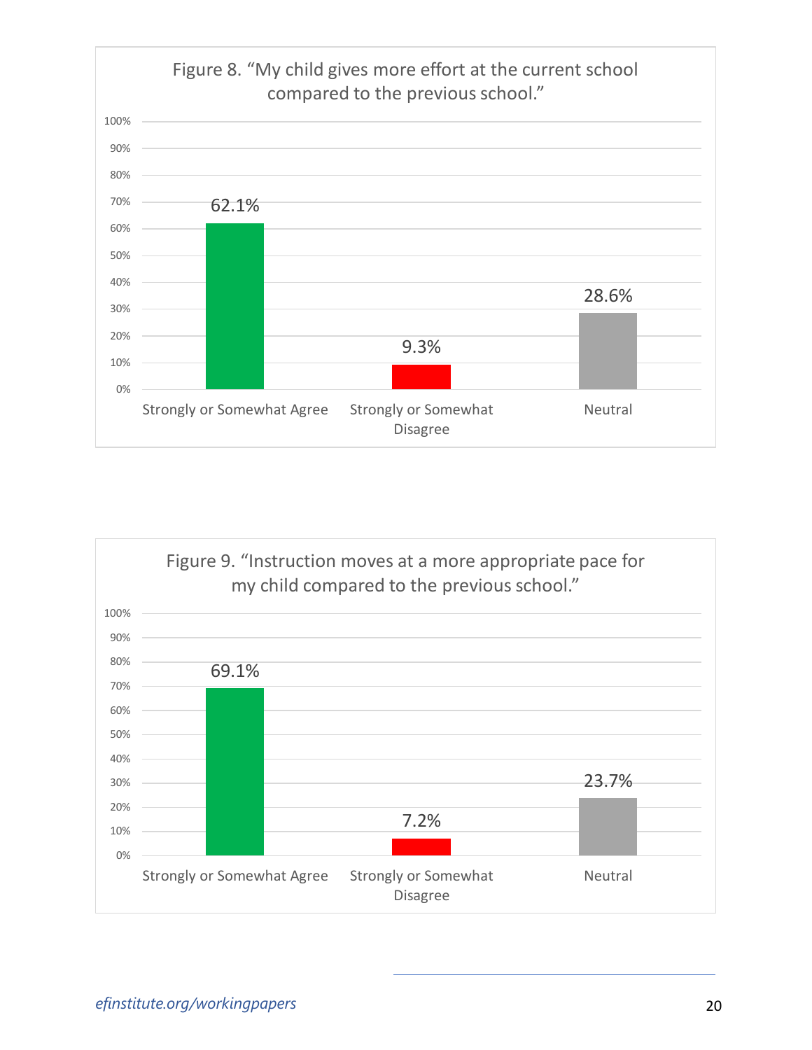Figure 8. “My child gives more effort at the current school compared to the previous school.”

| Response | Percentage |
| --- | --- |
| Strongly or Somewhat Agree | 62.1% |
| Strongly or Somewhat Disagree | 9.3% |
| Neutral | 28.6% |

Figure 9. “Instruction moves at a more appropriate pace for my child compared to the previous school.”

| Response | Percentage |
| --- | --- |
| Strongly or Somewhat Agree | 69.1% |
| Strongly or Somewhat Disagree | 7.2% |
| Neutral | 23.7% |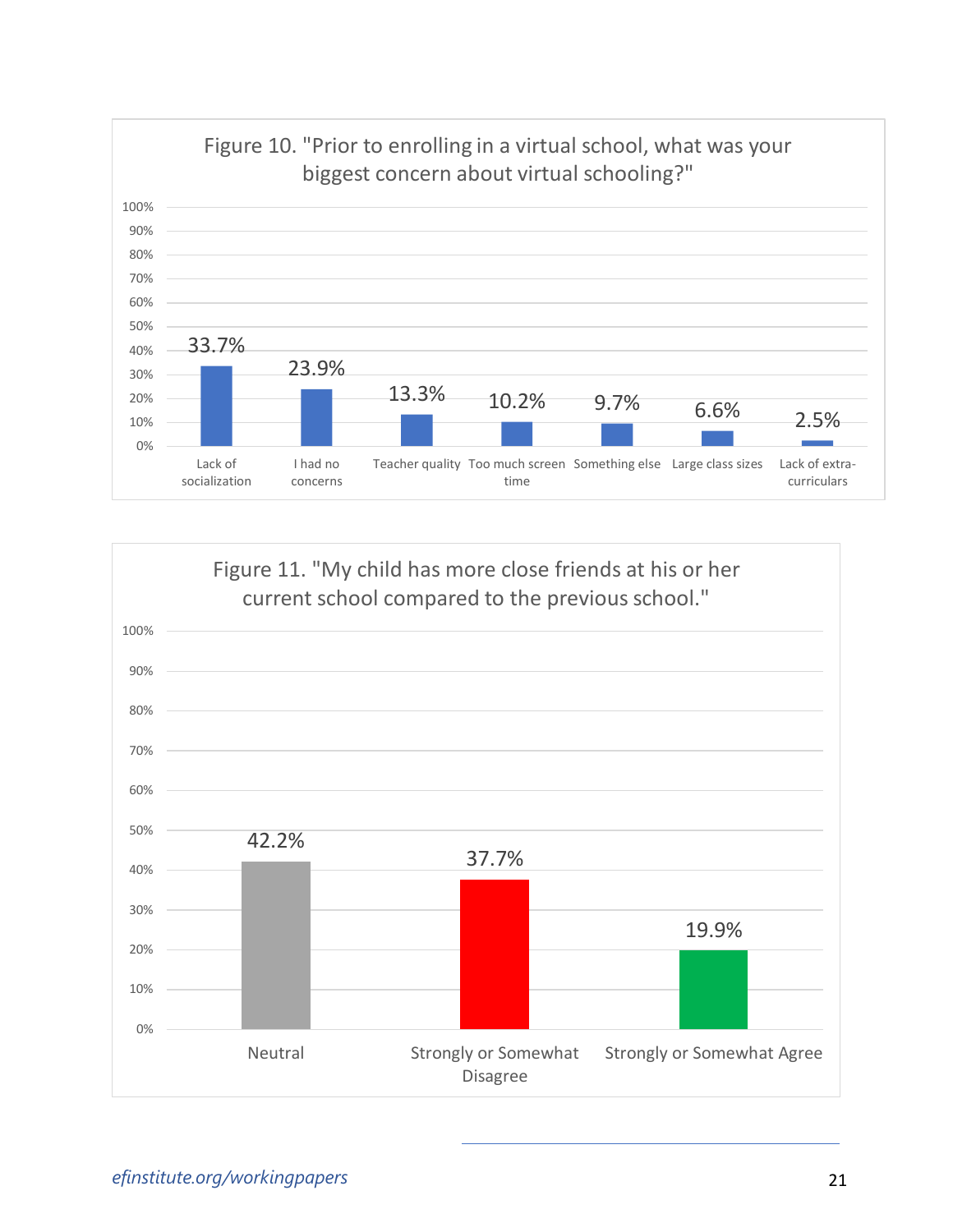Figure 10. "Prior to enrolling in a virtual school, what was your biggest concern about virtual schooling?"

| Response | Percent |
|---|---|
| Lack of socialization | 33.7% |
| I had no concerns | 23.9% |
| Teacher quality | 13.3% |
| Too much screen time | 10.2% |
| Something else | 9.7% |
| Large class sizes | 6.6% |
| Lack of extra-curriculars | 2.5% |

Figure 11. "My child has more close friends at his or her current school compared to the previous school."

| Response | Percent |
|---|---|
| Neutral | 42.2% |
| Strongly or Somewhat Disagree | 37.7% |
| Strongly or Somewhat Agree | 19.9% |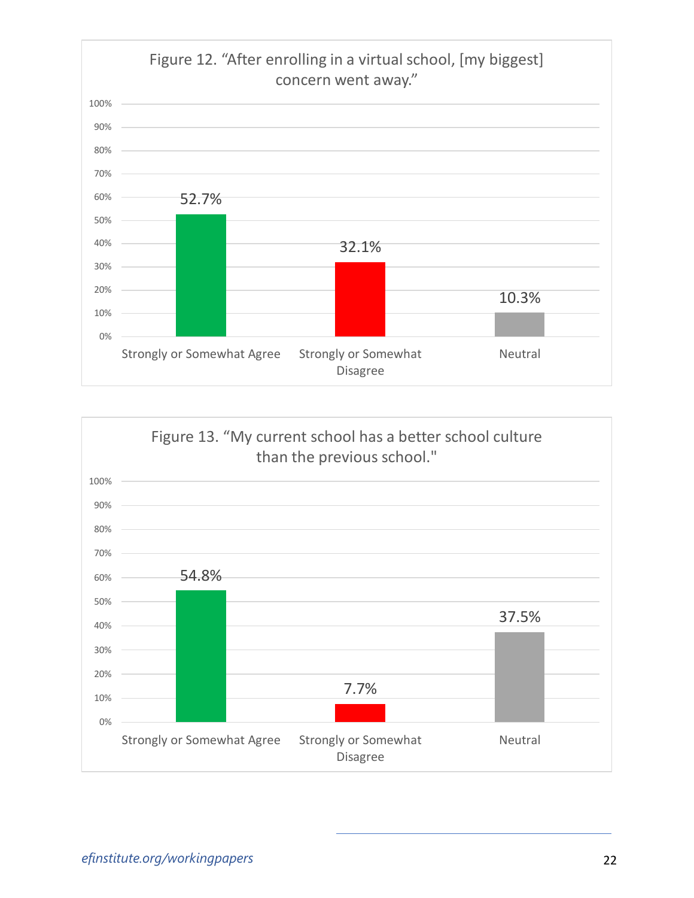Figure 12. "After enrolling in a virtual school, [my biggest] concern went away."

| Response | Percentage |
| --- | --- |
| Strongly or Somewhat Agree | 52.7% |
| Strongly or Somewhat Disagree | 32.1% |
| Neutral | 10.3% |

Figure 13. "My current school has a better school culture than the previous school."

| Response | Percentage |
| --- | --- |
| Strongly or Somewhat Agree | 54.8% |
| Strongly or Somewhat Disagree | 7.7% |
| Neutral | 37.5% |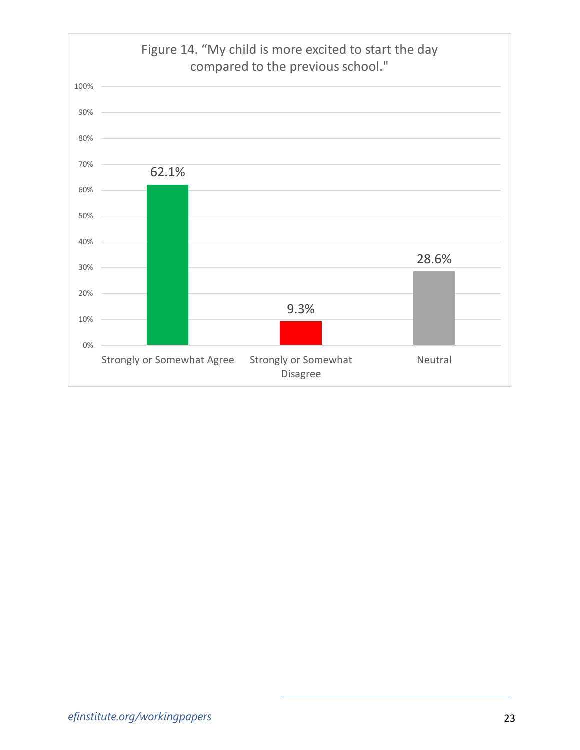Figure 14. "My child is more excited to start the day compared to the previous school."

| Response | Percentage |
|---|---|
| Strongly or Somewhat Agree | 62.1% |
| Strongly or Somewhat Disagree | 9.3% |
| Neutral | 28.6% |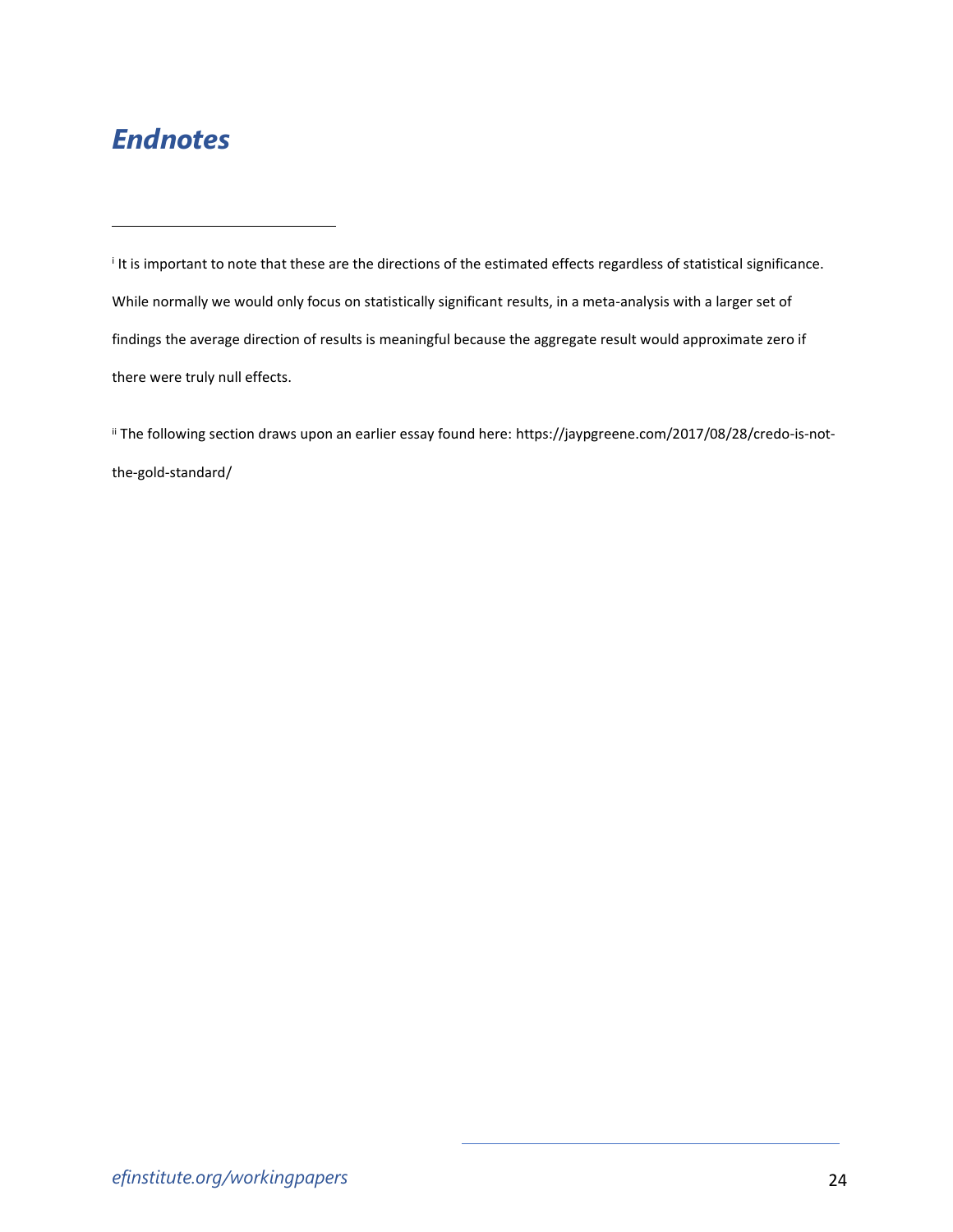## *Endnotes*

[i] It is important to note that these are the directions of the estimated effects regardless of statistical significance. While normally we would only focus on statistically significant results, in a meta-analysis with a larger set of findings the average direction of results is meaningful because the aggregate result would approximate zero if there were truly null effects.

[ii] The following section draws upon an earlier essay found here: https://jaypgreene.com/2017/08/28/credo-is-not-the-gold-standard/